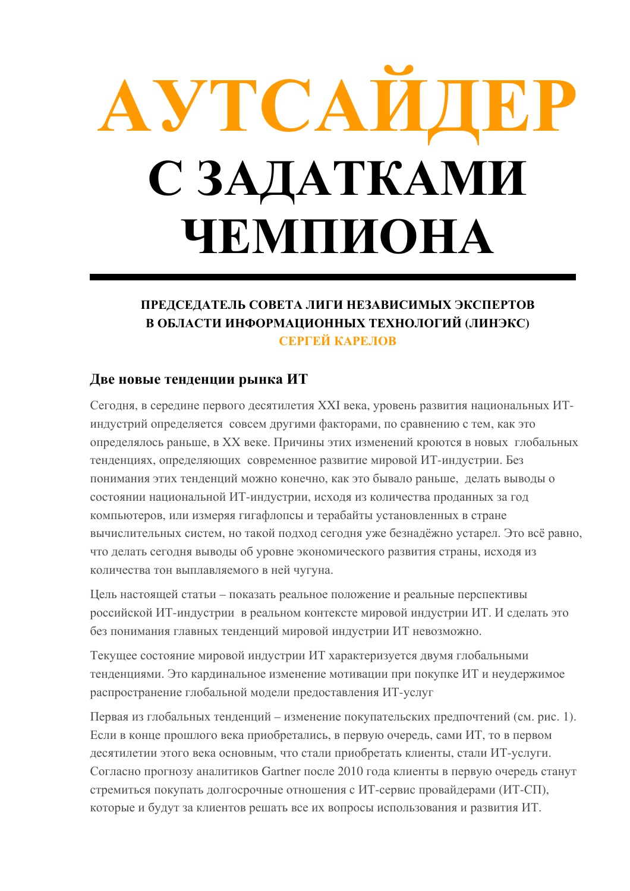# АУТСАЙДЕР С ЗАДАТКАМИ ЧЕМПИОНА

**ПРЕДСЕДАТЕЛЬ СОВЕТА ЛИГИ НЕЗАВИСИМЫХ ЭКСПЕРТОВ В ОБЛАСТИ ИНФОРМАЦИОННЫХ ТЕХНОЛОГИЙ (ЛИНЭКС)**
**СЕРГЕЙ КАРЕЛОВ**

## Две новые тенденции рынка ИТ

Сегодня, в середине первого десятилетия XXI века, уровень развития национальных ИТ-индустрий определяется совсем другими факторами, по сравнению с тем, как это определялось раньше, в XX веке. Причины этих изменений кроются в новых глобальных тенденциях, определяющих современное развитие мировой ИТ-индустрии. Без понимания этих тенденций можно конечно, как это бывало раньше, делать выводы о состоянии национальной ИТ-индустрии, исходя из количества проданных за год компьютеров, или измеряя гигафлопсы и терабайты установленных в стране вычислительных систем, но такой подход сегодня уже безнадёжно устарел. Это всё равно, что делать сегодня выводы об уровне экономического развития страны, исходя из количества тон выплавляемого в ней чугуна.

Цель настоящей статьи – показать реальное положение и реальные перспективы российской ИТ-индустрии в реальном контексте мировой индустрии ИТ. И сделать это без понимания главных тенденций мировой индустрии ИТ невозможно.

Текущее состояние мировой индустрии ИТ характеризуется двумя глобальными тенденциями. Это кардинальное изменение мотивации при покупке ИТ и неудержимое распространение глобальной модели предоставления ИТ-услуг

Первая из глобальных тенденций – изменение покупательских предпочтений (см. рис. 1). Если в конце прошлого века приобретались, в первую очередь, сами ИТ, то в первом десятилетии этого века основным, что стали приобретать клиенты, стали ИТ-услуги. Согласно прогнозу аналитиков Gartner после 2010 года клиенты в первую очередь станут стремиться покупать долгосрочные отношения с ИТ-сервис провайдерами (ИТ-СП), которые и будут за клиентов решать все их вопросы использования и развития ИТ.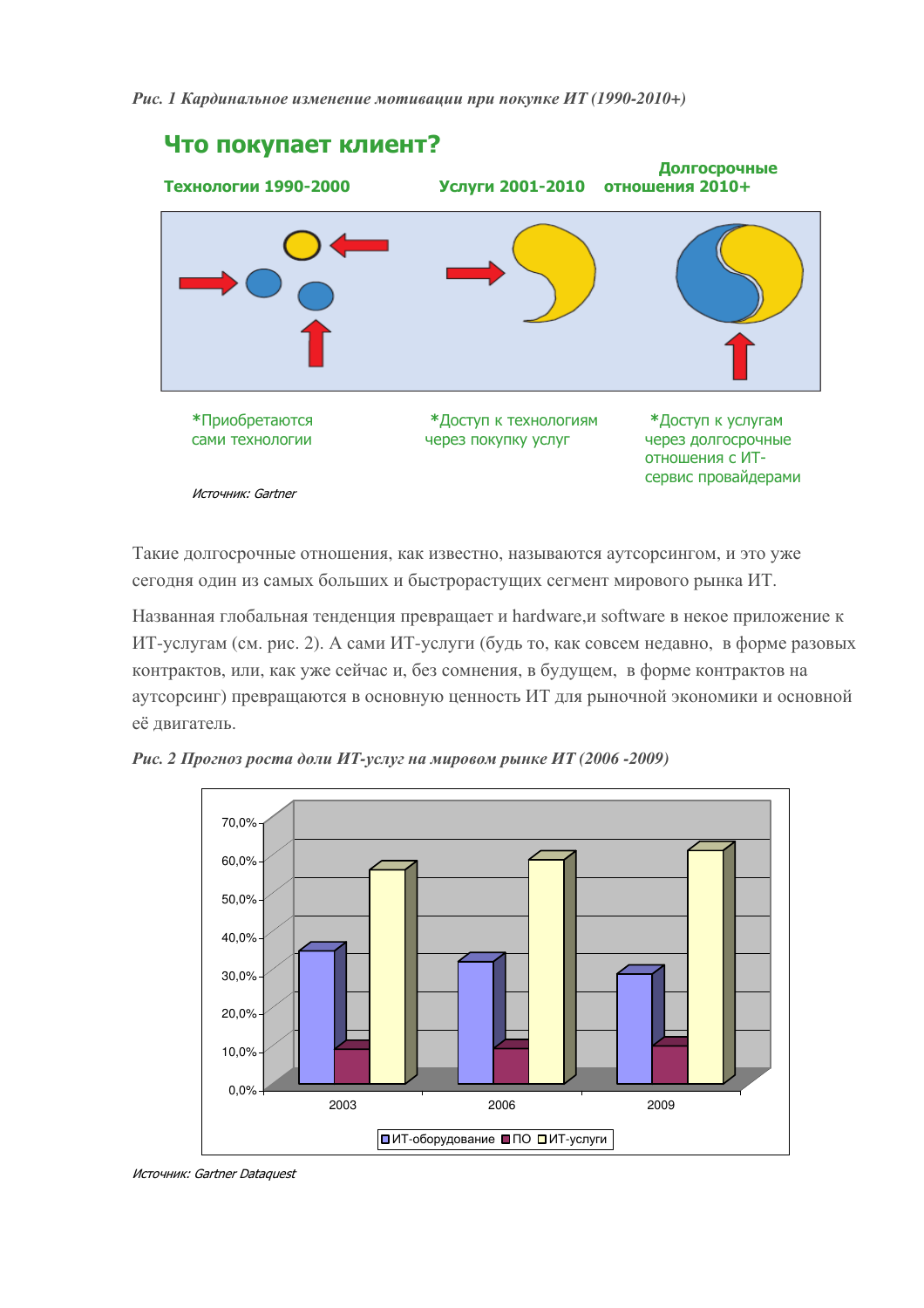*Рис. 1 Кардинальное изменение мотивации при покупке ИТ (1990-2010+)*

## Что покупает клиент?

**Технологии 1990-2000** | **Услуги 2001-2010** | **Долгосрочные отношения 2010+**

*Приобретаются сами технологии

*Доступ к технологиям через покупку услуг

*Доступ к услугам через долгосрочные отношения с ИТ-сервис провайдерами

*Источник: Gartner*

Такие долгосрочные отношения, как известно, называются аутсорсингом, и это уже сегодня один из самых больших и быстрорастущих сегмент мирового рынка ИТ.

Названная глобальная тенденция превращает и hardware,и software в некое приложение к ИТ-услугам (см. рис. 2). А сами ИТ-услуги (будь то, как совсем недавно, в форме разовых контрактов, или, как уже сейчас и, без сомнения, в будущем, в форме контрактов на аутсорсинг) превращаются в основную ценность ИТ для рыночной экономики и основной её двигатель.

*Рис. 2 Прогноз роста доли ИТ-услуг на мировом рынке ИТ (2006 -2009)*

70,0%
60,0%
50,0%
40,0%
30,0%
20,0%
10,0%
0,0%

2003 | 2006 | 2009

ИТ-оборудование | ПО | ИТ-услуги

*Источник: Gartner Dataquest*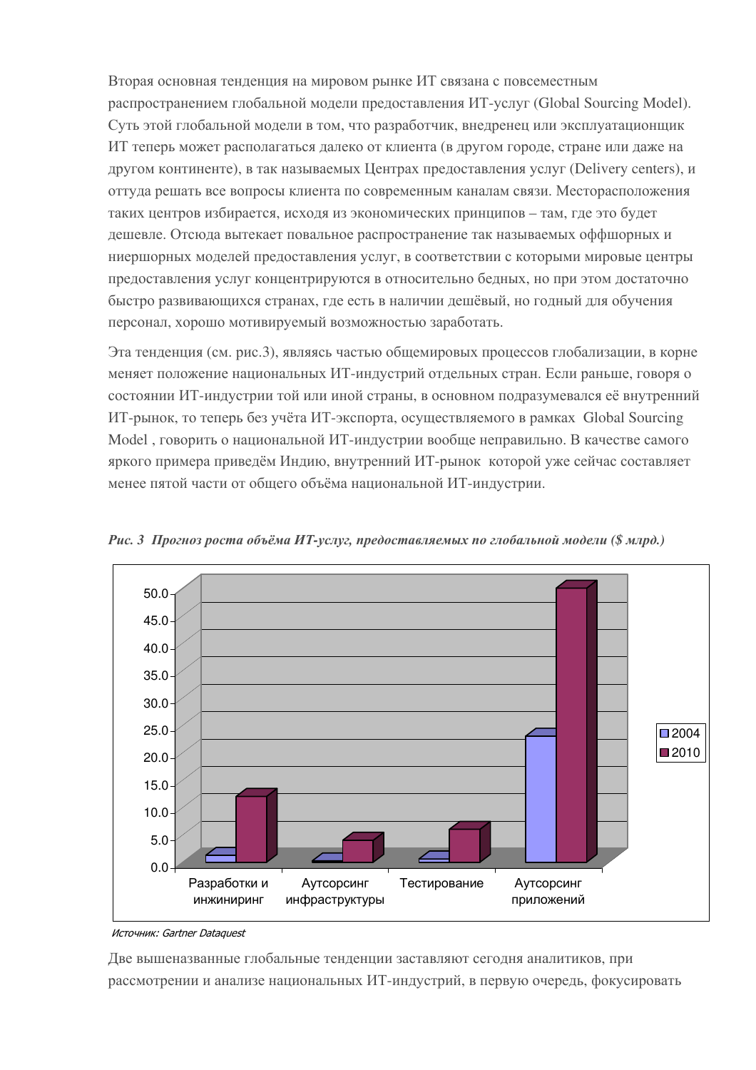Вторая основная тенденция на мировом рынке ИТ связана с повсеместным распространением глобальной модели предоставления ИТ-услуг (Global Sourcing Model). Суть этой глобальной модели в том, что разработчик, внедренец или эксплуатационщик ИТ теперь может располагаться далеко от клиента (в другом городе, стране или даже на другом континенте), в так называемых Центрах предоставления услуг (Delivery centers), и оттуда решать все вопросы клиента по современным каналам связи. Месторасположения таких центров избирается, исходя из экономических принципов – там, где это будет дешевле. Отсюда вытекает повальное распространение так называемых оффшорных и ниершорных моделей предоставления услуг, в соответствии с которыми мировые центры предоставления услуг концентрируются в относительно бедных, но при этом достаточно быстро развивающихся странах, где есть в наличии дешёвый, но годный для обучения персонал, хорошо мотивируемый возможностью заработать.

Эта тенденция (см. рис.3), являясь частью общемировых процессов глобализации, в корне меняет положение национальных ИТ-индустрий отдельных стран. Если раньше, говоря о состоянии ИТ-индустрии той или иной страны, в основном подразумевался её внутренний ИТ-рынок, то теперь без учёта ИТ-экспорта, осуществляемого в рамках Global Sourcing Model, говорить о национальной ИТ-индустрии вообще неправильно. В качестве самого яркого примера приведём Индию, внутренний ИТ-рынок которой уже сейчас составляет менее пятой части от общего объёма национальной ИТ-индустрии.

***Рис. 3 Прогноз роста объёма ИТ-услуг, предоставляемых по глобальной модели ($ млрд.)***

*Источник: Gartner Dataquest*

Две вышеназванные глобальные тенденции заставляют сегодня аналитиков, при рассмотрении и анализе национальных ИТ-индустрий, в первую очередь, фокусировать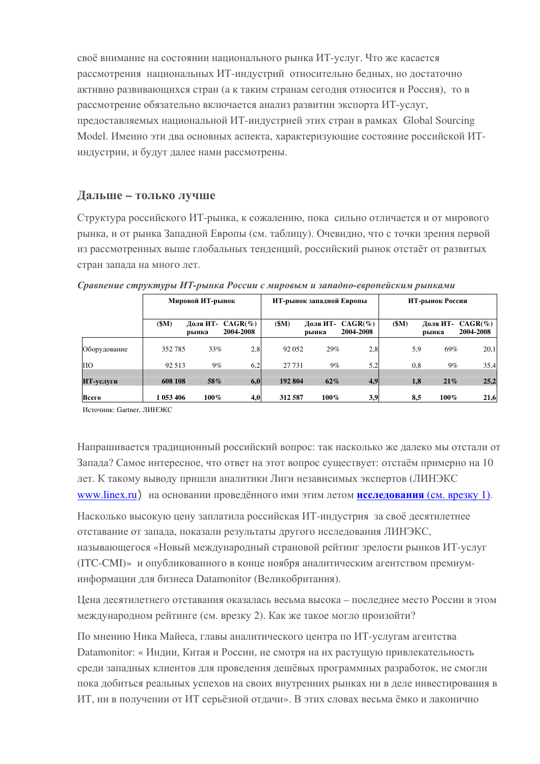своё внимание на состоянии национального рынка ИТ-услуг. Что же касается рассмотрения национальных ИТ-индустрий относительно бедных, но достаточно активно развивающихся стран (а к таким странам сегодня относится и Россия), то в рассмотрение обязательно включается анализ развитии экспорта ИТ-услуг, предоставляемых национальной ИТ-индустрией этих стран в рамках Global Sourcing Model. Именно эти два основных аспекта, характеризующие состояние российской ИТ-индустрии, и будут далее нами рассмотрены.

## Дальше – только лучше

Структура российского ИТ-рынка, к сожалению, пока сильно отличается и от мирового рынка, и от рынка Западной Европы (см. таблицу). Очевидно, что с точки зрения первой из рассмотренных выше глобальных тенденций, российский рынок отстаёт от развитых стран запада на много лет.

***Сравнение структуры ИТ-рынка России с мировым и западно-европейским рынками***

| | Мировой ИТ-рынок | | | ИТ-рынок западной Европы | | | ИТ-рынок России | | |
|---|---|---|---|---|---|---|---|---|---|
| | ($M) | Доля ИТ-рынка | CAGR(%) 2004-2008 | ($M) | Доля ИТ-рынка | CAGR(%) 2004-2008 | ($M) | Доля ИТ-рынка | CAGR(%) 2004-2008 |
| Оборудование | 352 785 | 33% | 2,8 | 92 052 | 29% | 2,8 | 5,9 | 69% | 20,1 |
| ПО | 92 513 | 9% | 6,2 | 27 731 | 9% | 5,2 | 0,8 | 9% | 35,4 |
| **ИТ-услуги** | **608 108** | **58%** | **6,0** | **192 804** | **62%** | **4,9** | **1,8** | **21%** | **25,2** |
| **Всего** | **1 053 406** | **100%** | **4,0** | **312 587** | **100%** | **3,9** | **8,5** | **100%** | **21,6** |

Источник: Gartner, ЛИНЭКС

Напрашивается традиционный российский вопрос: так насколько же далеко мы отстали от Запада? Самое интересное, что ответ на этот вопрос существует: отстаём примерно на 10 лет. К такому выводу пришли аналитики Лиги независимых экспертов (ЛИНЭКС www.linex.ru) на основании проведённого ими этим летом **исследования** (см. врезку 1).

Насколько высокую цену заплатила российская ИТ-индустрия за своё десятилетнее отставание от запада, показали результаты другого исследования ЛИНЭКС, называющегося «Новый международный страновой рейтинг зрелости рынков ИТ-услуг (ITC-CMI)» и опубликованного в конце ноября аналитическим агентством премиум-информации для бизнеса Datamonitor (Великобритания).

Цена десятилетнего отставания оказалась весьма высока – последнее место России в этом международном рейтинге (см. врезку 2). Как же такое могло произойти?

По мнению Ника Майеса, главы аналитического центра по ИТ-услугам агентства Datamonitor: « Индии, Китая и России, не смотря на их растущую привлекательность среди западных клиентов для проведения дешёвых программных разработок, не смогли пока добиться реальных успехов на своих внутренних рынках ни в деле инвестирования в ИТ, ни в получении от ИТ серьёзной отдачи». В этих словах весьма ёмко и лаконично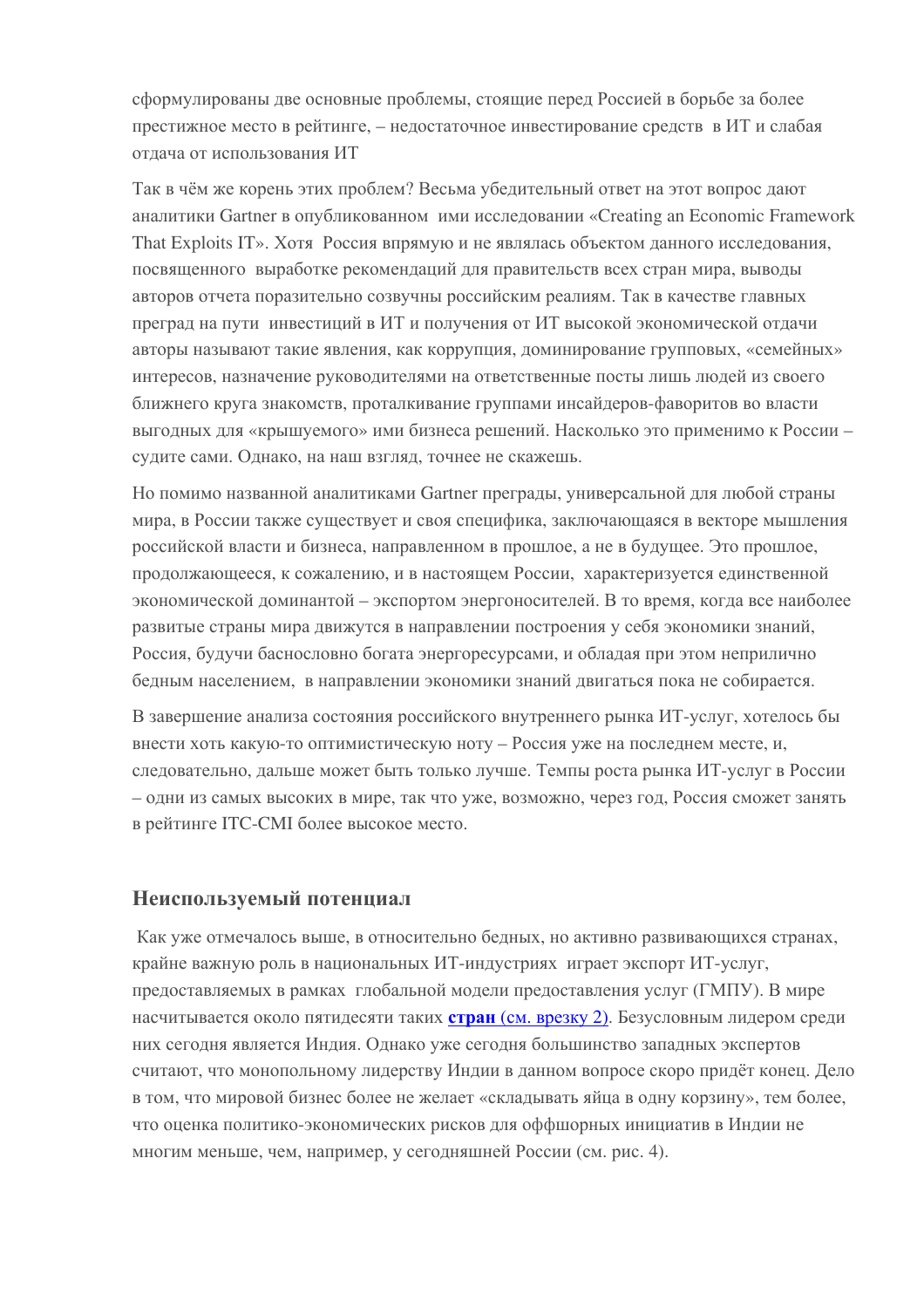сформулированы две основные проблемы, стоящие перед Россией в борьбе за более престижное место в рейтинге, – недостаточное инвестирование средств в ИТ и слабая отдача от использования ИТ

Так в чём же корень этих проблем? Весьма убедительный ответ на этот вопрос дают аналитики Gartner в опубликованном ими исследовании «Creating an Economic Framework That Exploits IT». Хотя Россия впрямую и не являлась объектом данного исследования, посвященного выработке рекомендаций для правительств всех стран мира, выводы авторов отчета поразительно созвучны российским реалиям. Так в качестве главных преград на пути инвестиций в ИТ и получения от ИТ высокой экономической отдачи авторы называют такие явления, как коррупция, доминирование групповых, «семейных» интересов, назначение руководителями на ответственные посты лишь людей из своего ближнего круга знакомств, проталкивание группами инсайдеров-фаворитов во власти выгодных для «крышуемого» ими бизнеса решений. Насколько это применимо к России – судите сами. Однако, на наш взгляд, точнее не скажешь.

Но помимо названной аналитиками Gartner преграды, универсальной для любой страны мира, в России также существует и своя специфика, заключающаяся в векторе мышления российской власти и бизнеса, направленном в прошлое, а не в будущее. Это прошлое, продолжающееся, к сожалению, и в настоящем России, характеризуется единственной экономической доминантой – экспортом энергоносителей. В то время, когда все наиболее развитые страны мира движутся в направлении построения у себя экономики знаний, Россия, будучи баснословно богата энергоресурсами, и обладая при этом неприлично бедным населением, в направлении экономики знаний двигаться пока не собирается.

В завершение анализа состояния российского внутреннего рынка ИТ-услуг, хотелось бы внести хоть какую-то оптимистическую ноту – Россия уже на последнем месте, и, следовательно, дальше может быть только лучше. Темпы роста рынка ИТ-услуг в России – одни из самых высоких в мире, так что уже, возможно, через год, Россия сможет занять в рейтинге ITC-CMI более высокое место.

## Неиспользуемый потенциал

Как уже отмечалось выше, в относительно бедных, но активно развивающихся странах, крайне важную роль в национальных ИТ-индустриях играет экспорт ИТ-услуг, предоставляемых в рамках глобальной модели предоставления услуг (ГМПУ). В мире насчитывается около пятидесяти таких **стран** (см. врезку 2). Безусловным лидером среди них сегодня является Индия. Однако уже сегодня большинство западных экспертов считают, что монопольному лидерству Индии в данном вопросе скоро придёт конец. Дело в том, что мировой бизнес более не желает «складывать яйца в одну корзину», тем более, что оценка политико-экономических рисков для оффшорных инициатив в Индии не многим меньше, чем, например, у сегодняшней России (см. рис. 4).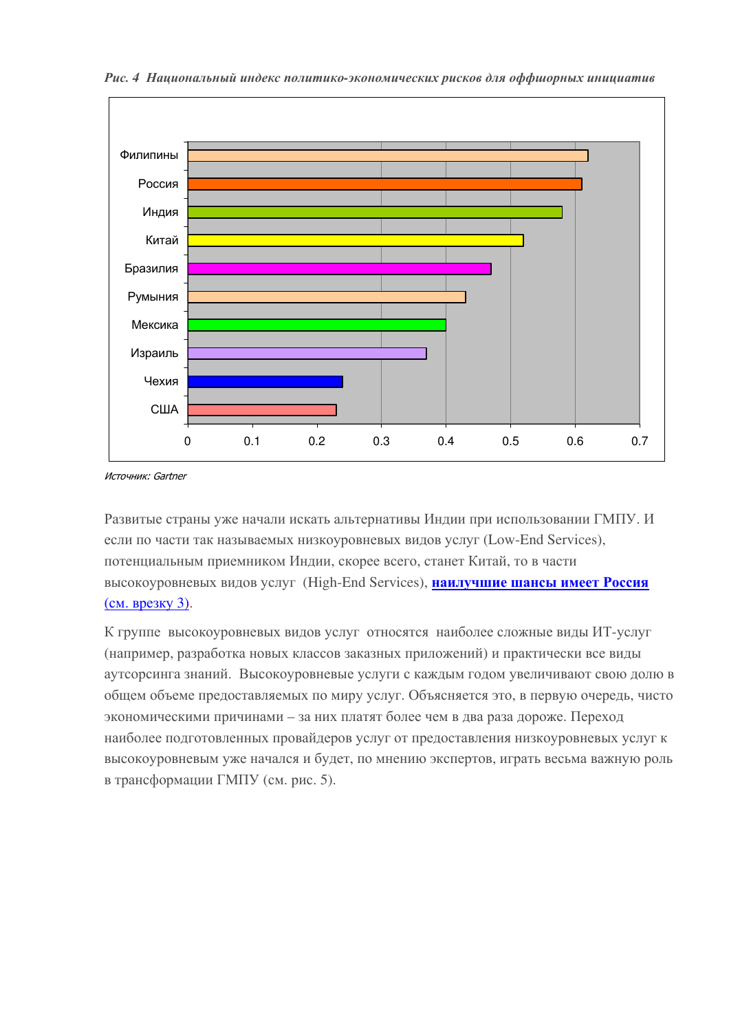*Рис. 4 Национальный индекс политико-экономических рисков для оффшорных инициатив*

| Страна | Индекс |
|---|---|
| Филипины | 0.62 |
| Россия | 0.61 |
| Индия | 0.58 |
| Китай | 0.52 |
| Бразилия | 0.47 |
| Румыния | 0.43 |
| Мексика | 0.4 |
| Израиль | 0.37 |
| Чехия | 0.24 |
| США | 0.23 |

*Источник: Gartner*

Развитые страны уже начали искать альтернативы Индии при использовании ГМПУ. И если по части так называемых низкоуровневых видов услуг (Low-End Services), потенциальным приемником Индии, скорее всего, станет Китай, то в части высокоуровневых видов услуг (High-End Services), **наилучшие шансы имеет Россия** (см. врезку 3).

К группе высокоуровневых видов услуг относятся наиболее сложные виды ИТ-услуг (например, разработка новых классов заказных приложений) и практически все виды аутсорсинга знаний. Высокоуровневые услуги с каждым годом увеличивают свою долю в общем объеме предоставляемых по миру услуг. Объясняется это, в первую очередь, чисто экономическими причинами – за них платят более чем в два раза дороже. Переход наиболее подготовленных провайдеров услуг от предоставления низкоуровневых услуг к высокоуровневым уже начался и будет, по мнению экспертов, играть весьма важную роль в трансформации ГМПУ (см. рис. 5).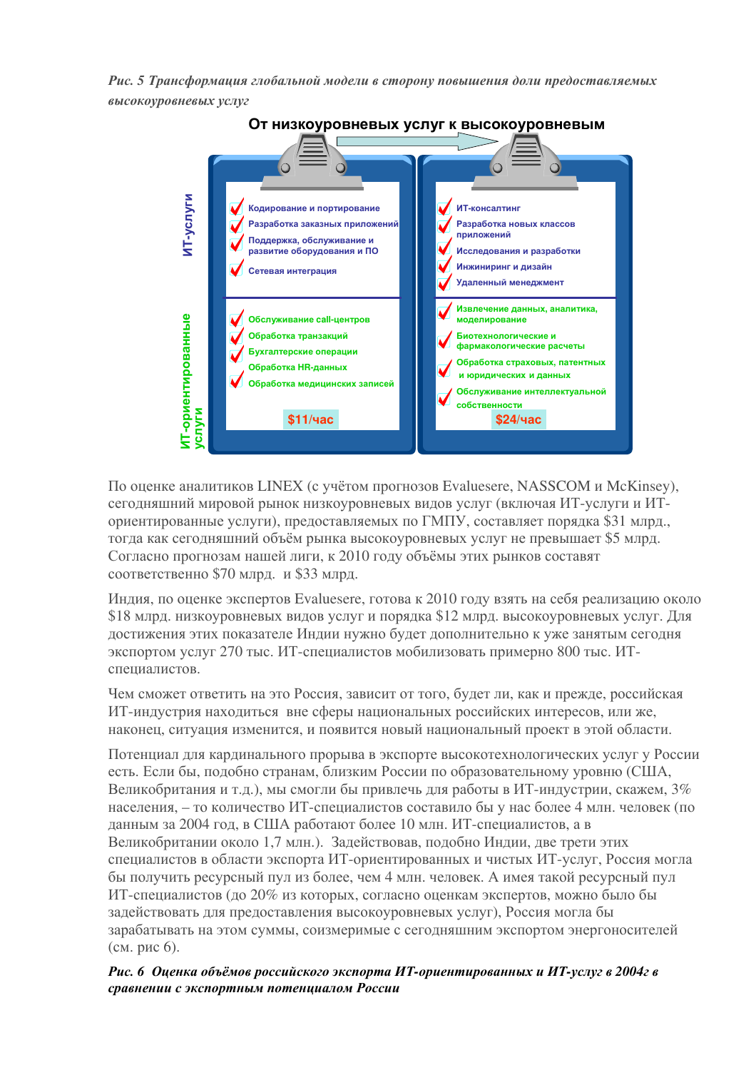*Рис. 5 Трансформация глобальной модели в сторону повышения доли предоставляемых высокоуровневых услуг*

**От низкоуровневых услуг к высокоуровневым**

| | Низкоуровневые | Высокоуровневые |
|---|---|---|
| ИТ-услуги | Кодирование и портирование; Разработка заказных приложений; Поддержка, обслуживание и развитие оборудования и ПО; Сетевая интеграция | ИТ-консалтинг; Разработка новых классов приложений; Исследования и разработки; Инжиниринг и дизайн; Удаленный менеджмент |
| ИТ-ориентированные услуги | Обслуживание call-центров; Обработка транзакций; Бухгалтерские операции; Обработка HR-данных; Обработка медицинских записей | Извлечение данных, аналитика, моделирование; Биотехнологические и фармакологические расчеты; Обработка страховых, патентных и юридических и данных; Обслуживание интеллектуальной собственности |
| | $11/час | $24/час |

По оценке аналитиков LINEX (с учётом прогнозов Evaluesere, NASSCOM и McKinsey), сегодняшний мировой рынок низкоуровневых видов услуг (включая ИТ-услуги и ИТ-ориентированные услуги), предоставляемых по ГМПУ, составляет порядка $31 млрд., тогда как сегодняшний объём рынка высокоуровневых услуг не превышает $5 млрд. Согласно прогнозам нашей лиги, к 2010 году объёмы этих рынков составят соответственно $70 млрд. и $33 млрд.

Индия, по оценке экспертов Evaluesere, готова к 2010 году взять на себя реализацию около $18 млрд. низкоуровневых видов услуг и порядка $12 млрд. высокоуровневых услуг. Для достижения этих показателе Индии нужно будет дополнительно к уже занятым сегодня экспортом услуг 270 тыс. ИТ-специалистов мобилизовать примерно 800 тыс. ИТ-специалистов.

Чем сможет ответить на это Россия, зависит от того, будет ли, как и прежде, российская ИТ-индустрия находиться вне сферы национальных российских интересов, или же, наконец, ситуация изменится, и появится новый национальный проект в этой области.

Потенциал для кардинального прорыва в экспорте высокотехнологических услуг у России есть. Если бы, подобно странам, близким России по образовательному уровню (США, Великобритания и т.д.), мы смогли бы привлечь для работы в ИТ-индустрии, скажем, 3% населения, – то количество ИТ-специалистов составило бы у нас более 4 млн. человек (по данным за 2004 год, в США работают более 10 млн. ИТ-специалистов, а в Великобритании около 1,7 млн.). Задействовав, подобно Индии, две трети этих специалистов в области экспорта ИТ-ориентированных и чистых ИТ-услуг, Россия могла бы получить ресурсный пул из более, чем 4 млн. человек. А имея такой ресурсный пул ИТ-специалистов (до 20% из которых, согласно оценкам экспертов, можно было бы задействовать для предоставления высокоуровневых услуг), Россия могла бы зарабатывать на этом суммы, соизмеримые с сегодняшним экспортом энергоносителей (см. рис 6).

***Рис. 6 Оценка объёмов российского экспорта ИТ-ориентированных и ИТ-услуг в 2004г в сравнении с экспортным потенциалом России***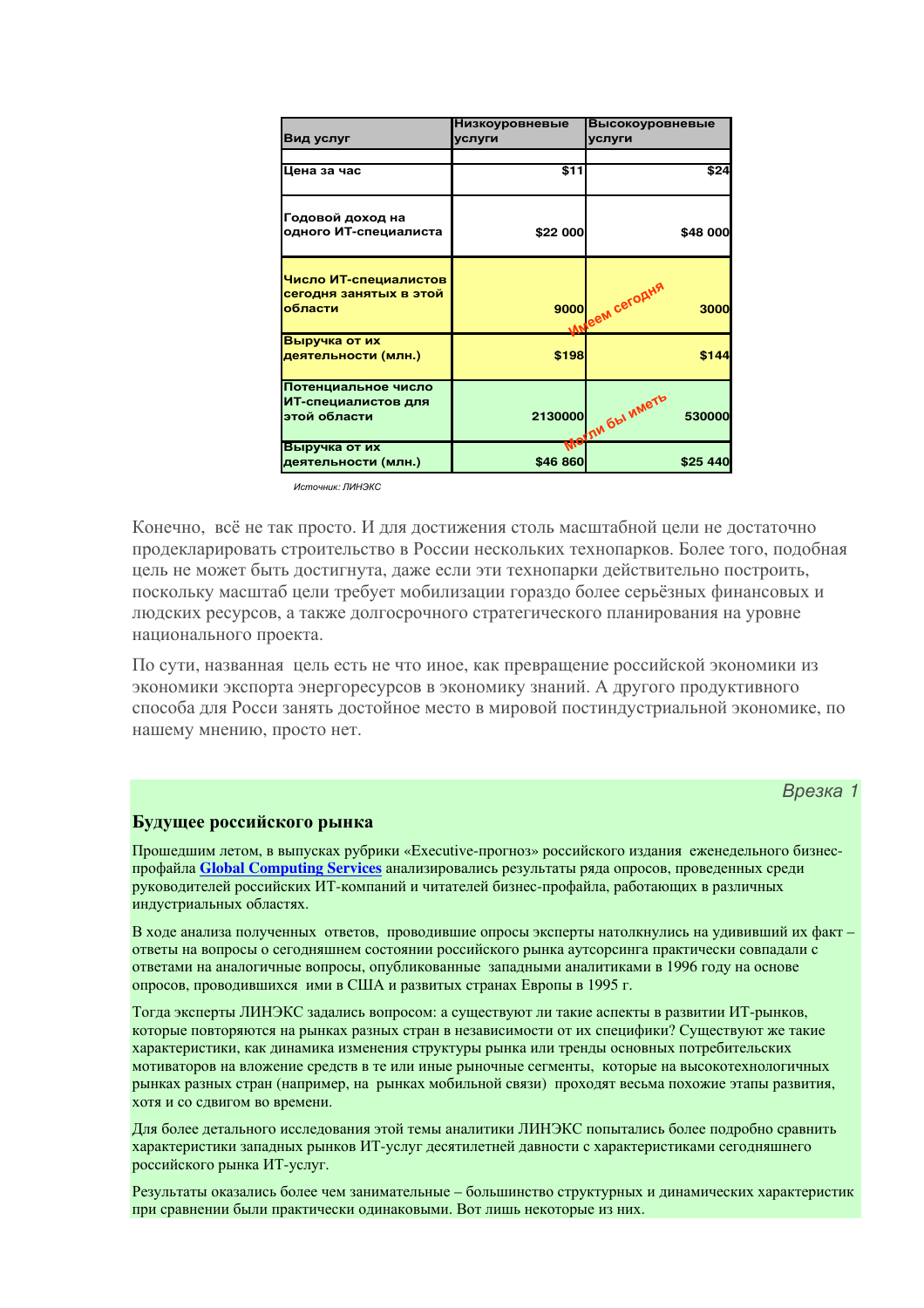| Вид услуг | Низкоуровневые услуги | Высокоуровневые услуги |
|---|---|---|
| Цена за час | $11 | $24 |
| Годовой доход на одного ИТ-специалиста | $22 000 | $48 000 |
| Число ИТ-специалистов сегодня занятых в этой области | 9000 | 3000 |
| Выручка от их деятельности (млн.) | $198 | $144 |
| Потенциальное число ИТ-специалистов для этой области | 2130000 | 530000 |
| Выручка от их деятельности (млн.) | $46 860 | $25 440 |

Имеем сегодня

Могли бы иметь

*Источник: ЛИНЭКС*

Конечно, всё не так просто. И для достижения столь масштабной цели не достаточно продекларировать строительство в России нескольких технопарков. Более того, подобная цель не может быть достигнута, даже если эти технопарки действительно построить, поскольку масштаб цели требует мобилизации гораздо более серьёзных финансовых и людских ресурсов, а также долгосрочного стратегического планирования на уровне национального проекта.

По сути, названная цель есть не что иное, как превращение российской экономики из экономики экспорта энергоресурсов в экономику знаний. А другого продуктивного способа для Росси занять достойное место в мировой постиндустриальной экономике, по нашему мнению, просто нет.

*Врезка 1*

## Будущее российского рынка

Прошедшим летом, в выпусках рубрики «Executive-прогноз» российского издания еженедельного бизнес-профайла **Global Computing Services** анализировались результаты ряда опросов, проведенных среди руководителей российских ИТ-компаний и читателей бизнес-профайла, работающих в различных индустриальных областях.

В ходе анализа полученных ответов, проводившие опросы эксперты натолкнулись на удививший их факт – ответы на вопросы о сегодняшнем состоянии российского рынка аутсорсинга практически совпадали с ответами на аналогичные вопросы, опубликованные западными аналитиками в 1996 году на основе опросов, проводившихся ими в США и развитых странах Европы в 1995 г.

Тогда эксперты ЛИНЭКС задались вопросом: а существуют ли такие аспекты в развитии ИТ-рынков, которые повторяются на рынках разных стран в независимости от их специфики? Существуют же такие характеристики, как динамика изменения структуры рынка или тренды основных потребительских мотиваторов на вложение средств в те или иные рыночные сегменты, которые на высокотехнологичных рынках разных стран (например, на рынках мобильной связи) проходят весьма похожие этапы развития, хотя и со сдвигом во времени.

Для более детального исследования этой темы аналитики ЛИНЭКС попытались более подробно сравнить характеристики западных рынков ИТ-услуг десятилетней давности с характеристиками сегодняшнего российского рынка ИТ-услуг.

Результаты оказались более чем занимательные – большинство структурных и динамических характеристик при сравнении были практически одинаковыми. Вот лишь некоторые из них.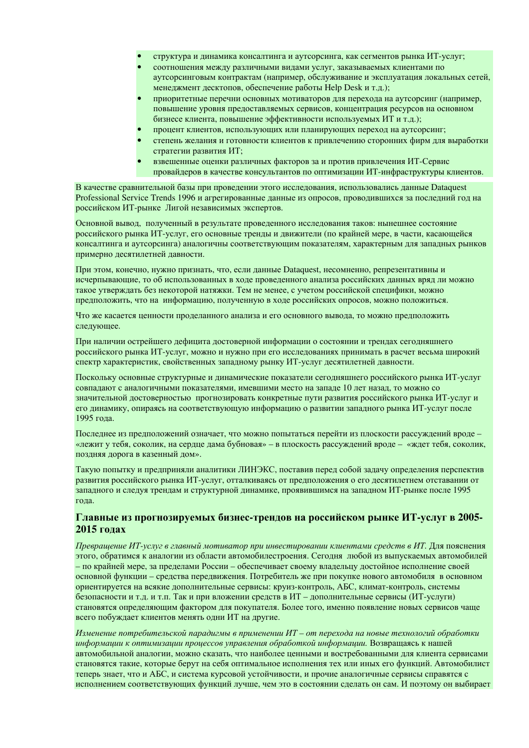- структура и динамика консалтинга и аутсорсинга, как сегментов рынка ИТ-услуг;
- соотношения между различными видами услуг, заказываемых клиентами по аутсорсинговым контрактам (например, обслуживание и эксплуатация локальных сетей, менеджмент десктопов, обеспечение работы Help Desk и т.д.);
- приоритетные перечни основных мотиваторов для перехода на аутсорсинг (например, повышение уровня предоставляемых сервисов, концентрация ресурсов на основном бизнесе клиента, повышение эффективности используемых ИТ и т.д.);
- процент клиентов, использующих или планирующих переход на аутсорсинг;
- степень желания и готовности клиентов к привлечению сторонних фирм для выработки стратегии развития ИТ;
- взвешенные оценки различных факторов за и против привлечения ИТ-Сервис провайдеров в качестве консультантов по оптимизации ИТ-инфраструктуры клиентов.

В качестве сравнительной базы при проведении этого исследования, использовались данные Dataquest Professional Service Trends 1996 и агрегированные данные из опросов, проводившихся за последний год на российском ИТ-рынке Лигой независимых экспертов.

Основной вывод, полученный в результате проведенного исследования таков: нынешнее состояние российского рынка ИТ-услуг, его основные тренды и движители (по крайней мере, в части, касающейся консалтинга и аутсорсинга) аналогичны соответствующим показателям, характерным для западных рынков примерно десятилетней давности.

При этом, конечно, нужно признать, что, если данные Dataquest, несомненно, репрезентативны и исчерпывающие, то об использованных в ходе проведенного анализа российских данных вряд ли можно такое утверждать без некоторой натяжки. Тем не менее, с учетом российской специфики, можно предположить, что на информацию, полученную в ходе российских опросов, можно положиться.

Что же касается ценности проделанного анализа и его основного вывода, то можно предположить следующее.

При наличии острейшего дефицита достоверной информации о состоянии и трендах сегодняшнего российского рынка ИТ-услуг, можно и нужно при его исследованиях принимать в расчет весьма широкий спектр характеристик, свойственных западному рынку ИТ-услуг десятилетней давности.

Поскольку основные структурные и динамические показатели сегодняшнего российского рынка ИТ-услуг совпадают с аналогичными показателями, имевшими место на западе 10 лет назад, то можно со значительной достоверностью прогнозировать конкретные пути развития российского рынка ИТ-услуг и его динамику, опираясь на соответствующую информацию о развитии западного рынка ИТ-услуг после 1995 года.

Последнее из предположений означает, что можно попытаться перейти из плоскости рассуждений вроде – «лежит у тебя, соколик, на сердце дама бубновая» – в плоскость рассуждений вроде – «ждет тебя, соколик, поздняя дорога в казенный дом».

Такую попытку и предприняли аналитики ЛИНЭКС, поставив перед собой задачу определения перспектив развития российского рынка ИТ-услуг, отталкиваясь от предположения о его десятилетнем отставании от западного и следуя трендам и структурной динамике, проявившимся на западном ИТ-рынке после 1995 года.

## Главные из прогнозируемых бизнес-трендов на российском рынке ИТ-услуг в 2005-2015 годах

*Превращение ИТ-услуг в главный мотиватор при инвестировании клиентами средств в ИТ.* Для пояснения этого, обратимся к аналогии из области автомобилестроения. Сегодня любой из выпускаемых автомобилей – по крайней мере, за пределами России – обеспечивает своему владельцу достойное исполнение своей основной функции – средства передвижения. Потребитель же при покупке нового автомобиля в основном ориентируется на всякие дополнительные сервисы: круиз-контроль, АБС, климат-контроль, системы безопасности и т.д. и т.п. Так и при вложении средств в ИТ – дополнительные сервисы (ИТ-услуги) становятся определяющим фактором для покупателя. Более того, именно появление новых сервисов чаще всего побуждает клиентов менять одни ИТ на другие.

*Изменение потребительской парадигмы в применении ИТ – от перехода на новые технологий обработки информации к оптимизации процессов управления обработкой информации.* Возвращаясь к нашей автомобильной аналогии, можно сказать, что наиболее ценными и востребованными для клиента сервисами становятся такие, которые берут на себя оптимальное исполнения тех или иных его функций. Автомобилист теперь знает, что и АБС, и система курсовой устойчивости, и прочие аналогичные сервисы справятся с исполнением соответствующих функций лучше, чем это в состоянии сделать он сам. И поэтому он выбирает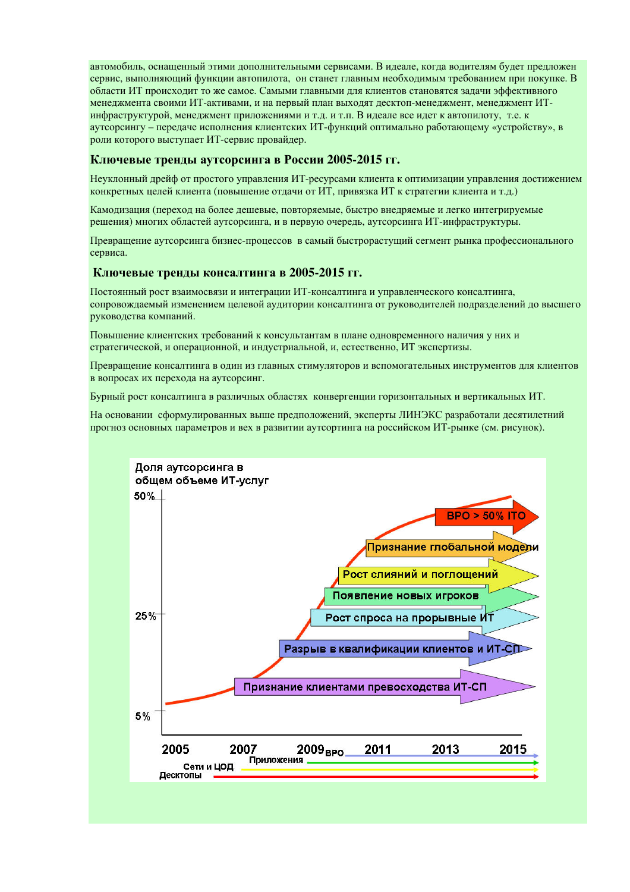автомобиль, оснащенный этими дополнительными сервисами. В идеале, когда водителям будет предложен сервис, выполняющий функции автопилота, он станет главным необходимым требованием при покупке. В области ИТ происходит то же самое. Самыми главными для клиентов становятся задачи эффективного менеджмента своими ИТ-активами, и на первый план выходят десктоп-менеджмент, менеджмент ИТ-инфраструктурой, менеджмент приложениями и т.д. и т.п. В идеале все идет к автопилоту, т.е. к аутсорсингу – передаче исполнения клиентских ИТ-функций оптимально работающему «устройству», в роли которого выступает ИТ-сервис провайдер.

### Ключевые тренды аутсорсинга в России 2005-2015 гг.

Неуклонный дрейф от простого управления ИТ-ресурсами клиента к оптимизации управления достижением конкретных целей клиента (повышение отдачи от ИТ, привязка ИТ к стратегии клиента и т.д.)

Камодизация (переход на более дешевые, повторяемые, быстро внедряемые и легко интегрируемые решения) многих областей аутсорсинга, и в первую очередь, аутсорсинга ИТ-инфраструктуры.

Превращение аутсорсинга бизнес-процессов в самый быстрорастущий сегмент рынка профессионального сервиса.

### Ключевые тренды консалтинга в 2005-2015 гг.

Постоянный рост взаимосвязи и интеграции ИТ-консалтинга и управленческого консалтинга, сопровождаемый изменением целевой аудитории консалтинга от руководителей подразделений до высшего руководства компаний.

Повышение клиентских требований к консультантам в плане одновременного наличия у них и стратегической, и операционной, и индустриальной, и, естественно, ИТ экспертизы.

Превращение консалтинга в один из главных стимуляторов и вспомогательных инструментов для клиентов в вопросах их перехода на аутсорсинг.

Бурный рост консалтинга в различных областях конвергенции горизонтальных и вертикальных ИТ.

На основании сформулированных выше предположений, эксперты ЛИНЭКС разработали десятилетний прогноз основных параметров и вех в развитии аутсортинга на российском ИТ-рынке (см. рисунок).

Доля аутсорсинга в общем объеме ИТ-услуг

50%

25%

5%

Признание клиентами превосходства ИТ-СП

Разрыв в квалификации клиентов и ИТ-СП

Рост спроса на прорывные ИТ

Появление новых игроков

Рост слияний и поглощений

Признание глобальной модели

BPO > 50% ITO

2005 2007 2009 2011 2013 2015

Десктопы — Сети и ЦОД — Приложения — BPO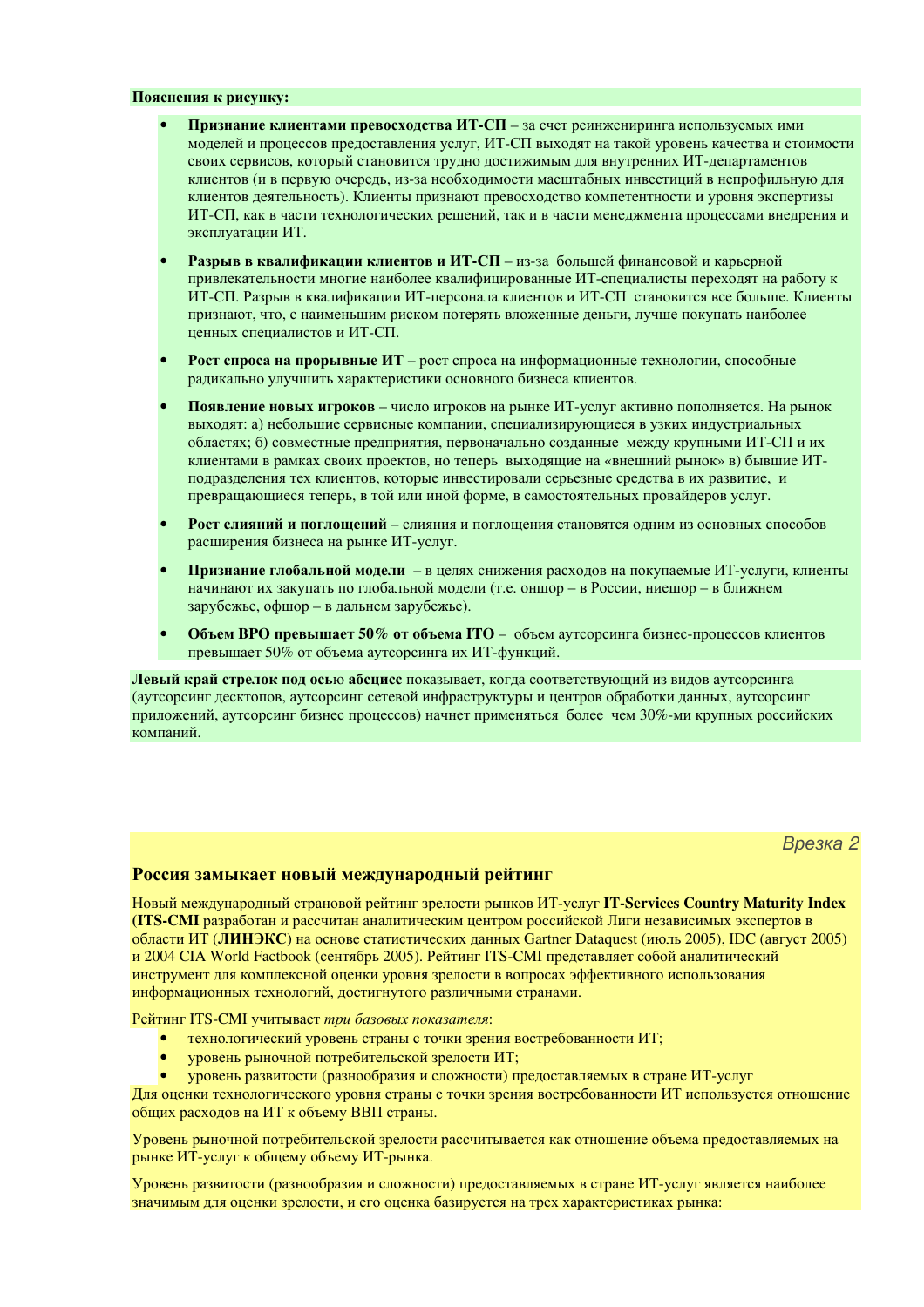**Пояснения к рисунку:**

- **Признание клиентами превосходства ИТ-СП** – за счет реинжениринга используемых ими моделей и процессов предоставления услуг, ИТ-СП выходят на такой уровень качества и стоимости своих сервисов, который становится трудно достижимым для внутренних ИТ-департаментов клиентов (и в первую очередь, из-за необходимости масштабных инвестиций в непрофильную для клиентов деятельность). Клиенты признают превосходство компетентности и уровня экспертизы ИТ-СП, как в части технологических решений, так и в части менеджмента процессами внедрения и эксплуатации ИТ.

- **Разрыв в квалификации клиентов и ИТ-СП** – из-за большей финансовой и карьерной привлекательности многие наиболее квалифицированные ИТ-специалисты переходят на работу к ИТ-СП. Разрыв в квалификации ИТ-персонала клиентов и ИТ-СП становится все больше. Клиенты признают, что, с наименьшим риском потерять вложенные деньги, лучше покупать наиболее ценных специалистов и ИТ-СП.

- **Рост спроса на прорывные ИТ** – рост спроса на информационные технологии, способные радикально улучшить характеристики основного бизнеса клиентов.

- **Появление новых игроков** – число игроков на рынке ИТ-услуг активно пополняется. На рынок выходят: а) небольшие сервисные компании, специализирующиеся в узких индустриальных областях; б) совместные предприятия, первоначально созданные между крупными ИТ-СП и их клиентами в рамках своих проектов, но теперь выходящие на «внешний рынок» в) бывшие ИТ-подразделения тех клиентов, которые инвестировали серьезные средства в их развитие, и превращающиеся теперь, в той или иной форме, в самостоятельных провайдеров услуг.

- **Рост слияний и поглощений** – слияния и поглощения становятся одним из основных способов расширения бизнеса на рынке ИТ-услуг.

- **Признание глобальной модели** – в целях снижения расходов на покупаемые ИТ-услуги, клиенты начинают их закупать по глобальной модели (т.е. оншор – в России, ниешор – в ближнем зарубежье, офшор – в дальнем зарубежье).

- **Объем BPO превышает 50% от объема ITO** – объем аутсорсинга бизнес-процессов клиентов превышает 50% от объема аутсорсинга их ИТ-функций.

**Левый край стрелок под осью абсцисс** показывает, когда соответствующий из видов аутсорсинга (аутсорсинг десктопов, аутсорсинг сетевой инфраструктуры и центров обработки данных, аутсорсинг приложений, аутсорсинг бизнес процессов) начнет применяться более чем 30%-ми крупных российских компаний.

*Врезка 2*

### Россия замыкает новый международный рейтинг

Новый международный страновой рейтинг зрелости рынков ИТ-услуг **IT-Services Country Maturity Index (ITS-CMI** разработан и рассчитан аналитическим центром российской Лиги независимых экспертов в области ИТ (**ЛИНЭКС**) на основе статистических данных Gartner Dataquest (июль 2005), IDC (август 2005) и 2004 CIA World Factbook (сентябрь 2005). Рейтинг ITS-CMI представляет собой аналитический инструмент для комплексной оценки уровня зрелости в вопросах эффективного использования информационных технологий, достигнутого различными странами.

Рейтинг ITS-CMI учитывает *три базовых показателя*:

- технологический уровень страны с точки зрения востребованности ИТ;
- уровень рыночной потребительской зрелости ИТ;
- уровень развитости (разнообразия и сложности) предоставляемых в стране ИТ-услуг

Для оценки технологического уровня страны с точки зрения востребованности ИТ используется отношение общих расходов на ИТ к объему ВВП страны.

Уровень рыночной потребительской зрелости рассчитывается как отношение объема предоставляемых на рынке ИТ-услуг к общему объему ИТ-рынка.

Уровень развитости (разнообразия и сложности) предоставляемых в стране ИТ-услуг является наиболее значимым для оценки зрелости, и его оценка базируется на трех характеристиках рынка: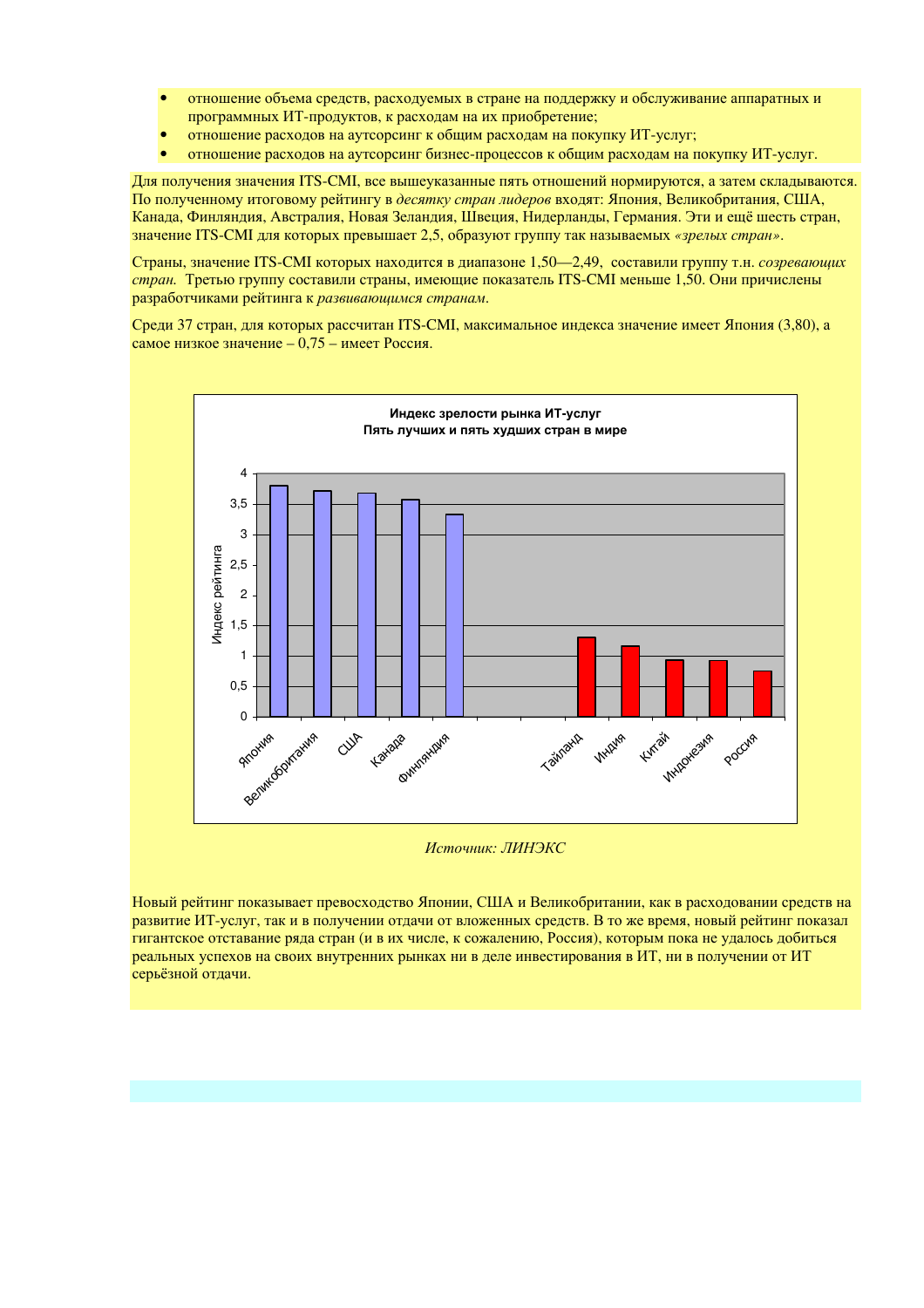- отношение объема средств, расходуемых в стране на поддержку и обслуживание аппаратных и программных ИТ-продуктов, к расходам на их приобретение;
- отношение расходов на аутсорсинг к общим расходам на покупку ИТ-услуг;
- отношение расходов на аутсорсинг бизнес-процессов к общим расходам на покупку ИТ-услуг.

Для получения значения ITS-CMI, все вышеуказанные пять отношений нормируются, а затем складываются. По полученному итоговому рейтингу в *десятку стран лидеров* входят: Япония, Великобритания, США, Канада, Финляндия, Австралия, Новая Зеландия, Швеция, Нидерланды, Германия. Эти и ещё шесть стран, значение ITS-CMI для которых превышает 2,5, образуют группу так называемых *«зрелых стран»*.

Страны, значение ITS-CMI которых находится в диапазоне 1,50—2,49, составили группу т.н. *созревающих стран.* Третью группу составили страны, имеющие показатель ITS-CMI меньше 1,50. Они причислены разработчиками рейтинга к *развивающимся странам*.

Среди 37 стран, для которых рассчитан ITS-CMI, максимальное индекса значение имеет Япония (3,80), а самое низкое значение – 0,75 – имеет Россия.

**Индекс зрелости рынка ИТ-услуг**
**Пять лучших и пять худших стран в мире**

*Источник: ЛИНЭКС*

Новый рейтинг показывает превосходство Японии, США и Великобритании, как в расходовании средств на развитие ИТ-услуг, так и в получении отдачи от вложенных средств. В то же время, новый рейтинг показал гигантское отставание ряда стран (и в их числе, к сожалению, Россия), которым пока не удалось добиться реальных успехов на своих внутренних рынках ни в деле инвестирования в ИТ, ни в получении от ИТ серьёзной отдачи.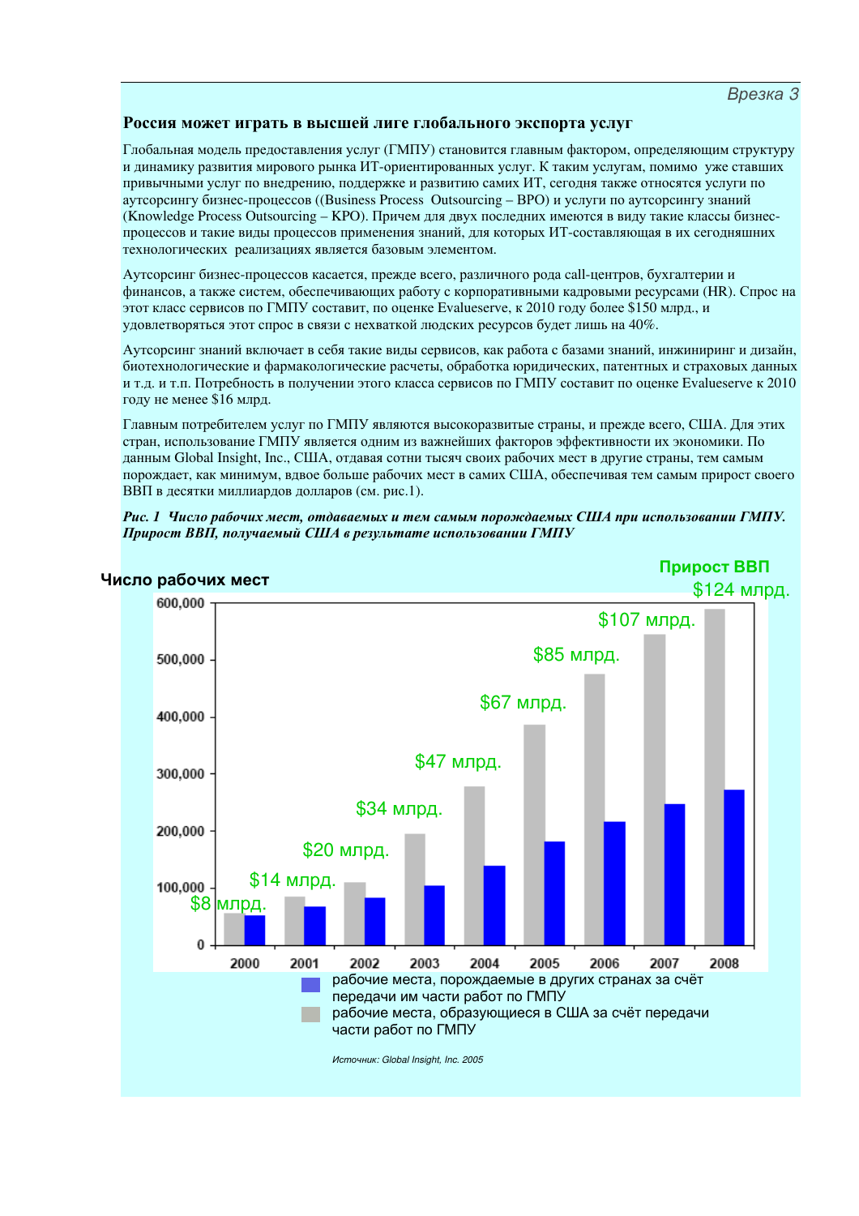*Врезка 3*

### Россия может играть в высшей лиге глобального экспорта услуг

Глобальная модель предоставления услуг (ГМПУ) становится главным фактором, определяющим структуру и динамику развития мирового рынка ИТ-ориентированных услуг. К таким услугам, помимо уже ставших привычными услуг по внедрению, поддержке и развитию самих ИТ, сегодня также относятся услуги по аутсорсингу бизнес-процессов ((Business Process Outsourcing – BPO) и услуги по аутсорсингу знаний (Knowledge Process Outsourcing – KPO). Причем для двух последних имеются в виду такие классы бизнес-процессов и такие виды процессов применения знаний, для которых ИТ-составляющая в их сегодняшних технологических реализациях является базовым элементом.

Аутсорсинг бизнес-процессов касается, прежде всего, различного рода call-центров, бухгалтерии и финансов, а также систем, обеспечивающих работу с корпоративными кадровыми ресурсами (HR). Спрос на этот класс сервисов по ГМПУ составит, по оценке Evalueserve, к 2010 году более $150 млрд., и удовлетворяться этот спрос в связи с нехваткой людских ресурсов будет лишь на 40%.

Аутсорсинг знаний включает в себя такие виды сервисов, как работа с базами знаний, инжиниринг и дизайн, биотехнологические и фармакологические расчеты, обработка юридических, патентных и страховых данных и т.д. и т.п. Потребность в получении этого класса сервисов по ГМПУ составит по оценке Evalueserve к 2010 году не менее $16 млрд.

Главным потребителем услуг по ГМПУ являются высокоразвитые страны, и прежде всего, США. Для этих стран, использование ГМПУ является одним из важнейших факторов эффективности их экономики. По данным Global Insight, Inc., США, отдавая сотни тысяч своих рабочих мест в другие страны, тем самым порождает, как минимум, вдвое больше рабочих мест в самих США, обеспечивая тем самым прирост своего ВВП в десятки миллиардов долларов (см. рис.1).

***Рис. 1 Число рабочих мест, отдаваемых и тем самым порождаемых США при использовании ГМПУ. Прирост ВВП, получаемый США в результате использовании ГМПУ***

**Число рабочих мест** — **Прирост ВВП**

| Год | Прирост ВВП |
|---|---|
| 2000 | $8 млрд. |
| 2001 | $14 млрд. |
| 2002 | $20 млрд. |
| 2003 | $34 млрд. |
| 2004 | $47 млрд. |
| 2005 | $67 млрд. |
| 2006 | $85 млрд. |
| 2007 | $107 млрд. |
| 2008 | $124 млрд. |

Легенда:
- рабочие места, порождаемые в других странах за счёт передачи им части работ по ГМПУ
- рабочие места, образующиеся в США за счёт передачи части работ по ГМПУ

*Источник: Global Insight, Inc. 2005*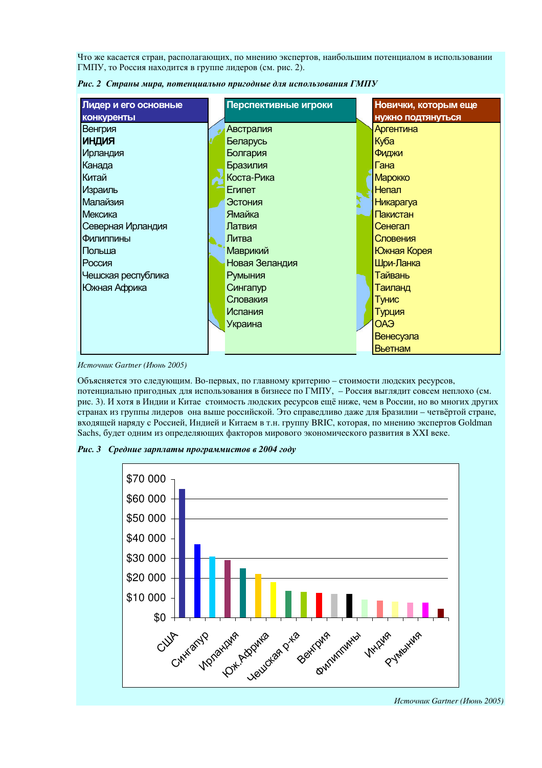Что же касается стран, располагающих, по мнению экспертов, наибольшим потенциалом в использовании ГМПУ, то Россия находится в группе лидеров (см. рис. 2).

***Рис. 2 Страны мира, потенциально пригодные для использования ГМПУ***

| Лидер и его основные конкуренты | Перспективные игроки | Новички, которым еще нужно подтянуться |
|---|---|---|
| Венгрия | Австралия | Аргентина |
| **ИНДИЯ** | Беларусь | Куба |
| Ирландия | Болгария | Фиджи |
| Канада | Бразилия | Гана |
| Китай | Коста-Рика | Марокко |
| Израиль | Египет | Непал |
| Малайзия | Эстония | Никарагуа |
| Мексика | Ямайка | Пакистан |
| Северная Ирландия | Латвия | Сенегал |
| Филиппины | Литва | Словения |
| Польша | Маврикий | Южная Корея |
| Россия | Новая Зеландия | Шри-Ланка |
| Чешская республика | Румыния | Тайвань |
| Южная Африка | Сингапур | Таиланд |
| | Словакия | Тунис |
| | Испания | Турция |
| | Украина | ОАЭ |
| | | Венесуэла |
| | | Вьетнам |

*Источник Gartner (Июнь 2005)*

Объясняется это следующим. Во-первых, по главному критерию – стоимости людских ресурсов, потенциально пригодных для использования в бизнесе по ГМПУ, – Россия выглядит совсем неплохо (см. рис. 3). И хотя в Индии и Китае стоимость людских ресурсов ещё ниже, чем в России, но во многих других странах из группы лидеров она выше российской. Это справедливо даже для Бразилии – четвёртой стране, входящей наряду с Россией, Индией и Китаем в т.н. группу BRIC, которая, по мнению экспертов Goldman Sachs, будет одним из определяющих факторов мирового экономического развития в XXI веке.

***Рис. 3 Средние зарплаты программистов в 2004 году***

*Источник Gartner (Июнь 2005)*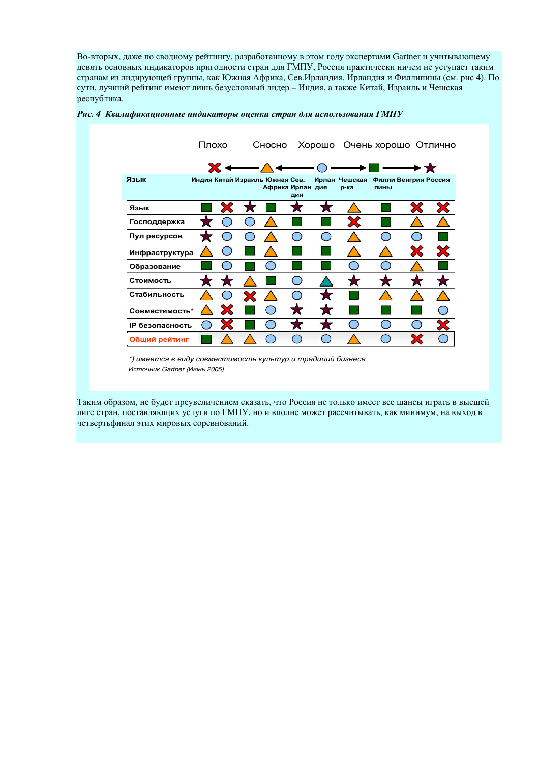Во-вторых, даже по сводному рейтингу, разработанному в этом году экспертами Gartner и учитывающему девять основных индикаторов пригодности стран для ГМПУ, Россия практически ничем не уступает таким странам из лидирующей группы, как Южная Африка, Сев.Ирландия, Ирландия и Филлипины (см. рис 4). По сути, лучший рейтинг имеют лишь безусловный лидер – Индия, а также Китай, Израиль и Чешская республика.

***Рис. 4 Квалификационные индикаторы оценки стран для использования ГМПУ***

Плохо ✗ ← Сносно △ ← Хорошо ○ → Очень хорошо ■ → Отлично ★

| Язык | Индия | Китай | Израиль | Южная Африка | Сев. Ирландия | Ирландия | Чешская р-ка | Филлипины | Венгрия | Россия |
|---|---|---|---|---|---|---|---|---|---|---|
| Язык | ■ | ✗ | ★ | ■ | ★ | ★ | △ | ■ | ✗ | ✗ |
| Господдержка | ★ | ○ | ○ | △ | ■ | ■ | ✗ | ■ | △ | △ |
| Пул ресурсов | ★ | ○ | ○ | △ | ○ | ○ | △ | ○ | ○ | ■ |
| Инфраструктура | △ | ○ | ■ | △ | ■ | ■ | △ | △ | ✗ | ✗ |
| Образование | ■ | ○ | ■ | ○ | ■ | ■ | ○ | ○ | △ | ■ |
| Стоимость | ★ | ★ | △ | ■ | ○ | △ | ★ | ★ | ★ | ★ |
| Стабильность | △ | ○ | ✗ | △ | ○ | ★ | ■ | △ | △ | △ |
| Совместимость* | △ | ✗ | ■ | ○ | ★ | ★ | ■ | ■ | ■ | ○ |
| IP безопасность | ○ | ✗ | ■ | ○ | ★ | ★ | ○ | ○ | ○ | ✗ |
| **Общий рейтинг** | ■ | △ | △ | ○ | ○ | ○ | △ | ○ | ✗ | ○ |

*\*) имеется в виду совместимость культур и традиций бизнеса*

*Источник Gartner (Июнь 2005)*

Таким образом, не будет преувеличением сказать, что Россия не только имеет все шансы играть в высшей лиге стран, поставляющих услуги по ГМПУ, но и вполне может рассчитывать, как минимум, на выход в четвертьфинал этих мировых соревнований.